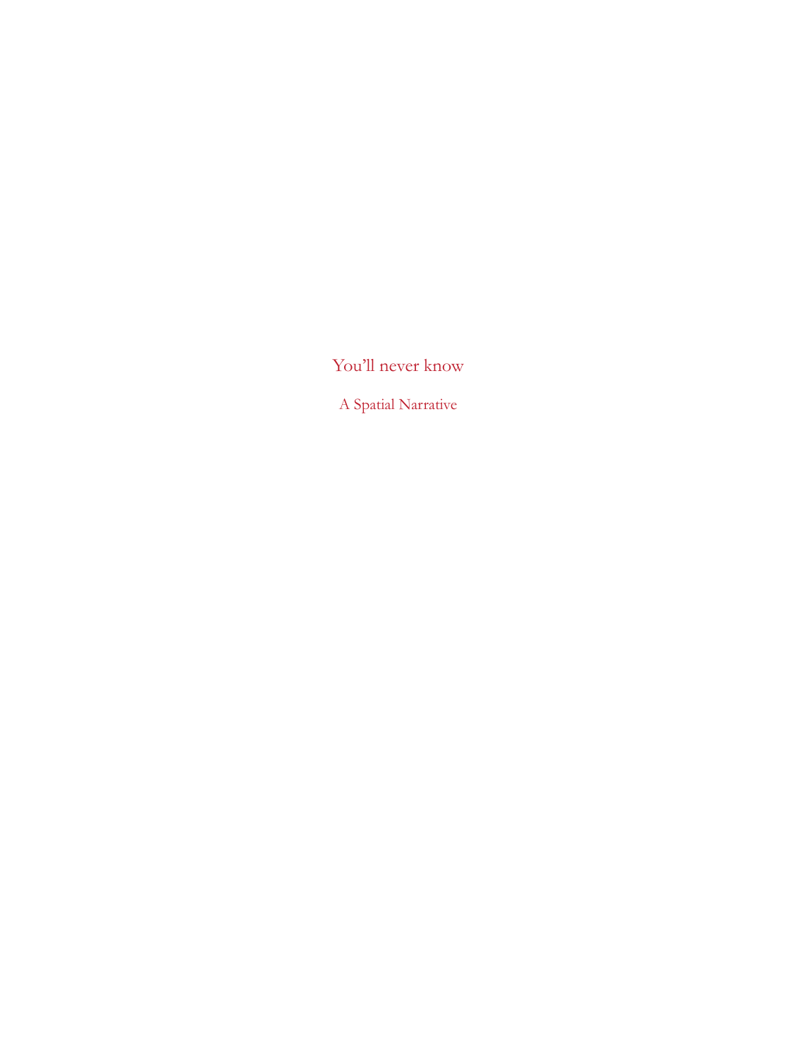# You'll never know

A Spatial Narrative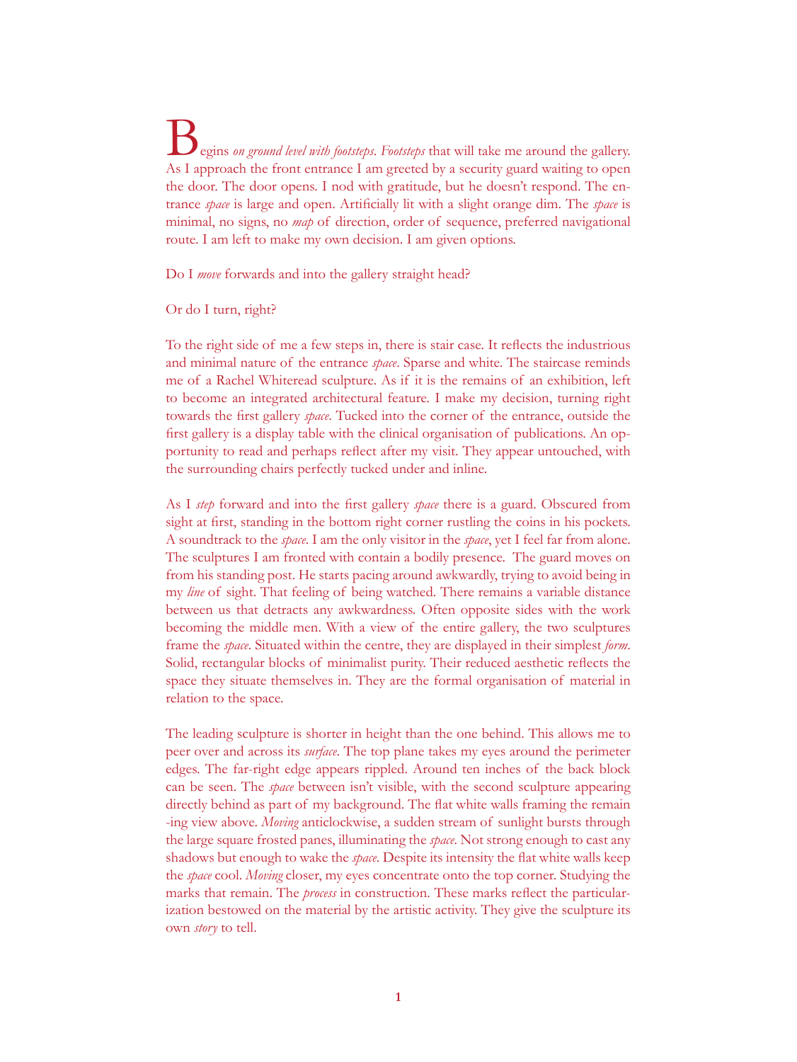Begins *on ground level with footsteps*. *Footsteps* that will take me around the gallery. As I approach the front entrance I am greeted by a security guard waiting to open the door. The door opens. I nod with gratitude, but he doesn't respond. The entrance *space* is large and open. Artificially lit with a slight orange dim. The *space* is minimal, no signs, no *map* of direction, order of sequence, preferred navigational route. I am left to make my own decision. I am given options.

Do I *move* forwards and into the gallery straight head?

Or do I turn, right?

To the right side of me a few steps in, there is stair case. It reflects the industrious and minimal nature of the entrance *space*. Sparse and white. The staircase reminds me of a Rachel Whiteread sculpture. As if it is the remains of an exhibition, left to become an integrated architectural feature. I make my decision, turning right towards the first gallery *space*. Tucked into the corner of the entrance, outside the first gallery is a display table with the clinical organisation of publications. An opportunity to read and perhaps reflect after my visit. They appear untouched, with the surrounding chairs perfectly tucked under and inline.

As I *step* forward and into the first gallery *space* there is a guard. Obscured from sight at first, standing in the bottom right corner rustling the coins in his pockets. A soundtrack to the *space*. I am the only visitor in the *space*, yet I feel far from alone. The sculptures I am fronted with contain a bodily presence. The guard moves on from his standing post. He starts pacing around awkwardly, trying to avoid being in my *line* of sight. That feeling of being watched. There remains a variable distance between us that detracts any awkwardness. Often opposite sides with the work becoming the middle men. With a view of the entire gallery, the two sculptures frame the *space*. Situated within the centre, they are displayed in their simplest *form*. Solid, rectangular blocks of minimalist purity. Their reduced aesthetic reflects the space they situate themselves in. They are the formal organisation of material in relation to the space.

The leading sculpture is shorter in height than the one behind. This allows me to peer over and across its *surface*. The top plane takes my eyes around the perimeter edges. The far-right edge appears rippled. Around ten inches of the back block can be seen. The *space* between isn't visible, with the second sculpture appearing directly behind as part of my background. The flat white walls framing the remaining view above. *Moving* anticlockwise, a sudden stream of sunlight bursts through the large square frosted panes, illuminating the *space*. Not strong enough to cast any shadows but enough to wake the *space*. Despite its intensity the flat white walls keep the *space* cool. *Moving* closer, my eyes concentrate onto the top corner. Studying the marks that remain. The *process* in construction. These marks reflect the particularization bestowed on the material by the artistic activity. They give the sculpture its own *story* to tell.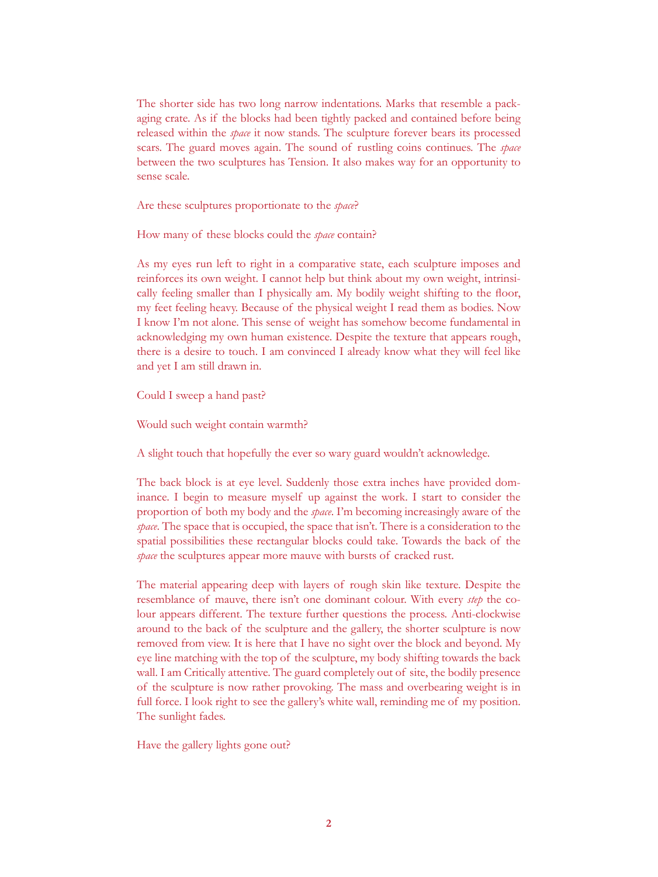The shorter side has two long narrow indentations. Marks that resemble a packaging crate. As if the blocks had been tightly packed and contained before being released within the *space* it now stands. The sculpture forever bears its processed scars. The guard moves again. The sound of rustling coins continues. The *space* between the two sculptures has Tension. It also makes way for an opportunity to sense scale.

Are these sculptures proportionate to the *space*?

How many of these blocks could the *space* contain?

As my eyes run left to right in a comparative state, each sculpture imposes and reinforces its own weight. I cannot help but think about my own weight, intrinsically feeling smaller than I physically am. My bodily weight shifting to the floor, my feet feeling heavy. Because of the physical weight I read them as bodies. Now I know I'm not alone. This sense of weight has somehow become fundamental in acknowledging my own human existence. Despite the texture that appears rough, there is a desire to touch. I am convinced I already know what they will feel like and yet I am still drawn in.

Could I sweep a hand past?

Would such weight contain warmth?

A slight touch that hopefully the ever so wary guard wouldn't acknowledge.

The back block is at eye level. Suddenly those extra inches have provided dominance. I begin to measure myself up against the work. I start to consider the proportion of both my body and the *space*. I'm becoming increasingly aware of the *space*. The space that is occupied, the space that isn't. There is a consideration to the spatial possibilities these rectangular blocks could take. Towards the back of the *space* the sculptures appear more mauve with bursts of cracked rust.

The material appearing deep with layers of rough skin like texture. Despite the resemblance of mauve, there isn't one dominant colour. With every *step* the colour appears different. The texture further questions the process. Anti-clockwise around to the back of the sculpture and the gallery, the shorter sculpture is now removed from view. It is here that I have no sight over the block and beyond. My eye line matching with the top of the sculpture, my body shifting towards the back wall. I am Critically attentive. The guard completely out of site, the bodily presence of the sculpture is now rather provoking. The mass and overbearing weight is in full force. I look right to see the gallery's white wall, reminding me of my position. The sunlight fades.

Have the gallery lights gone out?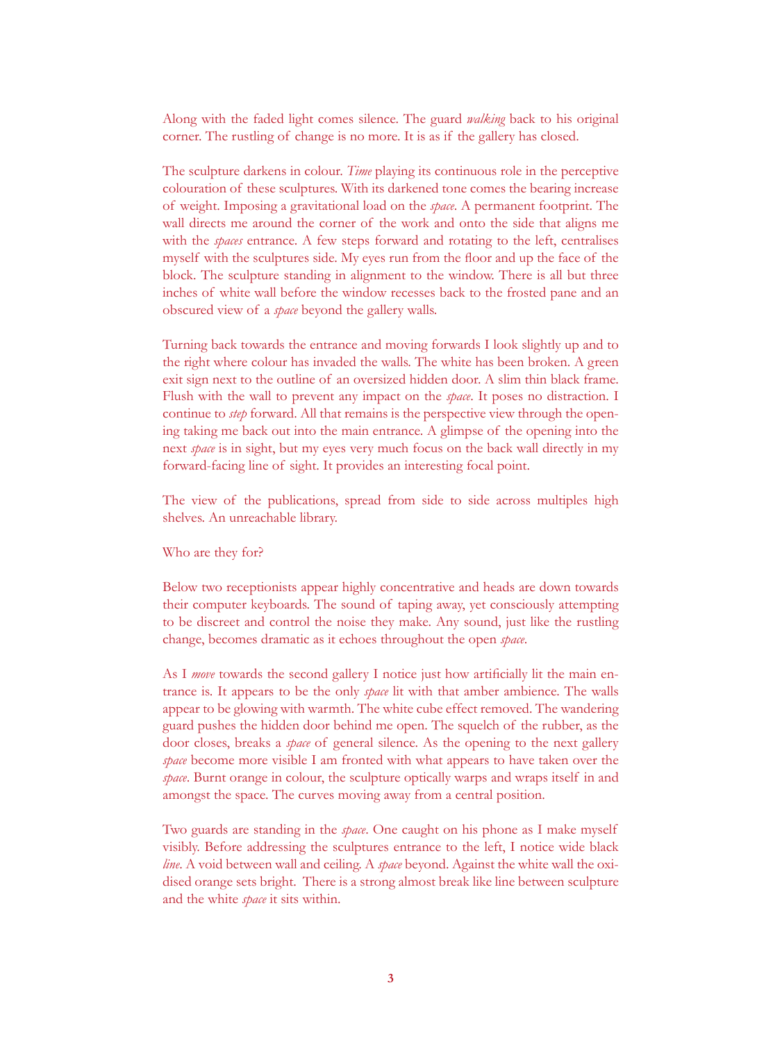Along with the faded light comes silence. The guard *walking* back to his original corner. The rustling of change is no more. It is as if the gallery has closed.

The sculpture darkens in colour. *Time* playing its continuous role in the perceptive colouration of these sculptures. With its darkened tone comes the bearing increase of weight. Imposing a gravitational load on the *space*. A permanent footprint. The wall directs me around the corner of the work and onto the side that aligns me with the *spaces* entrance. A few steps forward and rotating to the left, centralises myself with the sculptures side. My eyes run from the floor and up the face of the block. The sculpture standing in alignment to the window. There is all but three inches of white wall before the window recesses back to the frosted pane and an obscured view of a *space* beyond the gallery walls.

Turning back towards the entrance and moving forwards I look slightly up and to the right where colour has invaded the walls. The white has been broken. A green exit sign next to the outline of an oversized hidden door. A slim thin black frame. Flush with the wall to prevent any impact on the *space*. It poses no distraction. I continue to *step* forward. All that remains is the perspective view through the opening taking me back out into the main entrance. A glimpse of the opening into the next *space* is in sight, but my eyes very much focus on the back wall directly in my forward-facing line of sight. It provides an interesting focal point.

The view of the publications, spread from side to side across multiples high shelves. An unreachable library.

Who are they for?

Below two receptionists appear highly concentrative and heads are down towards their computer keyboards. The sound of taping away, yet consciously attempting to be discreet and control the noise they make. Any sound, just like the rustling change, becomes dramatic as it echoes throughout the open *space*.

As I *move* towards the second gallery I notice just how artificially lit the main entrance is. It appears to be the only *space* lit with that amber ambience. The walls appear to be glowing with warmth. The white cube effect removed. The wandering guard pushes the hidden door behind me open. The squelch of the rubber, as the door closes, breaks a *space* of general silence. As the opening to the next gallery *space* become more visible I am fronted with what appears to have taken over the *space*. Burnt orange in colour, the sculpture optically warps and wraps itself in and amongst the space. The curves moving away from a central position.

Two guards are standing in the *space*. One caught on his phone as I make myself visibly. Before addressing the sculptures entrance to the left, I notice wide black *line*. A void between wall and ceiling. A *space* beyond. Against the white wall the oxidised orange sets bright. There is a strong almost break like line between sculpture and the white *space* it sits within.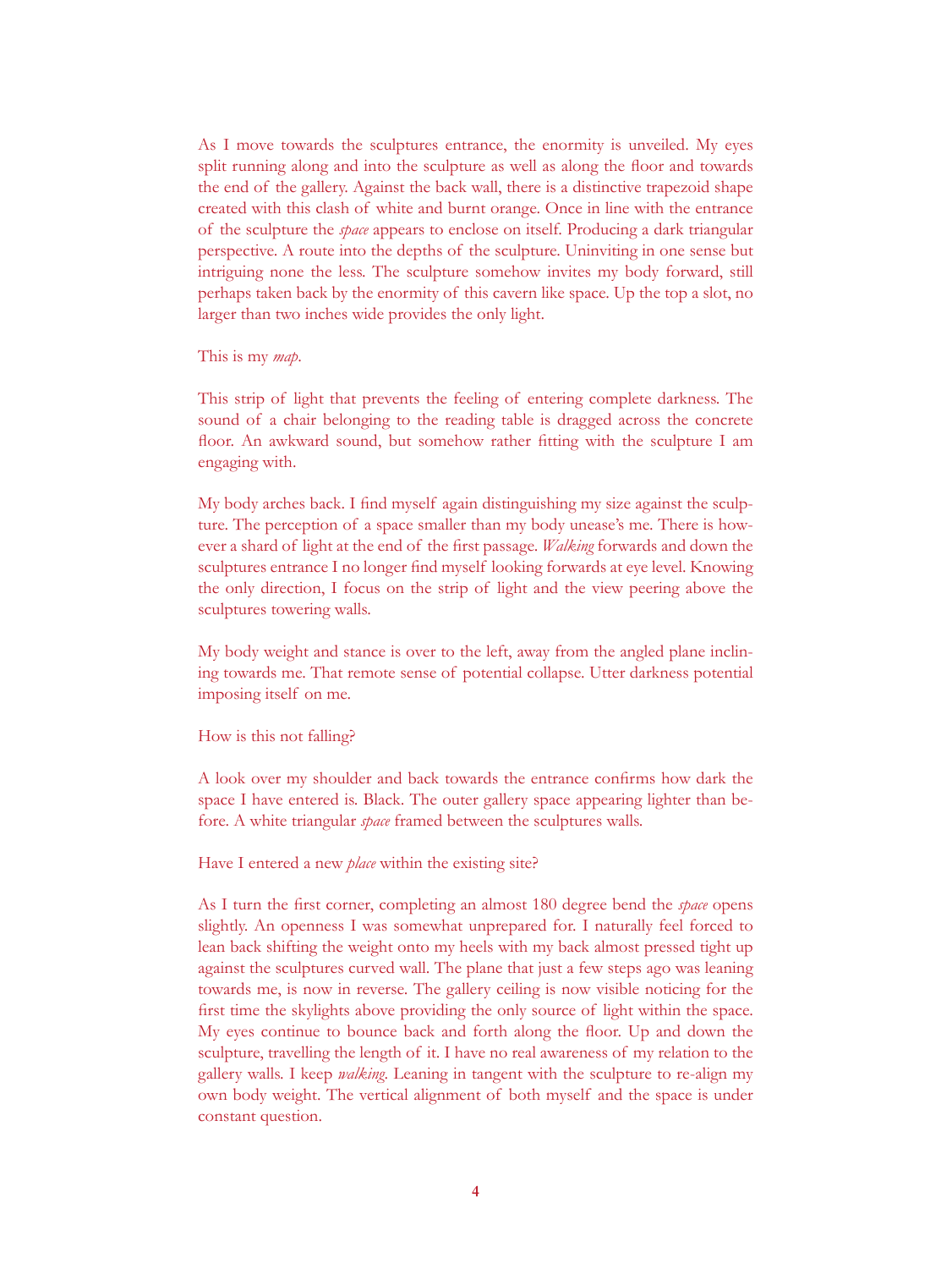As I move towards the sculptures entrance, the enormity is unveiled. My eyes split running along and into the sculpture as well as along the floor and towards the end of the gallery. Against the back wall, there is a distinctive trapezoid shape created with this clash of white and burnt orange. Once in line with the entrance of the sculpture the *space* appears to enclose on itself. Producing a dark triangular perspective. A route into the depths of the sculpture. Uninviting in one sense but intriguing none the less. The sculpture somehow invites my body forward, still perhaps taken back by the enormity of this cavern like space. Up the top a slot, no larger than two inches wide provides the only light.

This is my *map*.

This strip of light that prevents the feeling of entering complete darkness. The sound of a chair belonging to the reading table is dragged across the concrete floor. An awkward sound, but somehow rather fitting with the sculpture I am engaging with.

My body arches back. I find myself again distinguishing my size against the sculpture. The perception of a space smaller than my body unease's me. There is however a shard of light at the end of the first passage. *Walking* forwards and down the sculptures entrance I no longer find myself looking forwards at eye level. Knowing the only direction, I focus on the strip of light and the view peering above the sculptures towering walls.

My body weight and stance is over to the left, away from the angled plane inclining towards me. That remote sense of potential collapse. Utter darkness potential imposing itself on me.

How is this not falling?

A look over my shoulder and back towards the entrance confirms how dark the space I have entered is. Black. The outer gallery space appearing lighter than before. A white triangular *space* framed between the sculptures walls.

Have I entered a new *place* within the existing site?

As I turn the first corner, completing an almost 180 degree bend the *space* opens slightly. An openness I was somewhat unprepared for. I naturally feel forced to lean back shifting the weight onto my heels with my back almost pressed tight up against the sculptures curved wall. The plane that just a few steps ago was leaning towards me, is now in reverse. The gallery ceiling is now visible noticing for the first time the skylights above providing the only source of light within the space. My eyes continue to bounce back and forth along the floor. Up and down the sculpture, travelling the length of it. I have no real awareness of my relation to the gallery walls. I keep *walking*. Leaning in tangent with the sculpture to re-align my own body weight. The vertical alignment of both myself and the space is under constant question.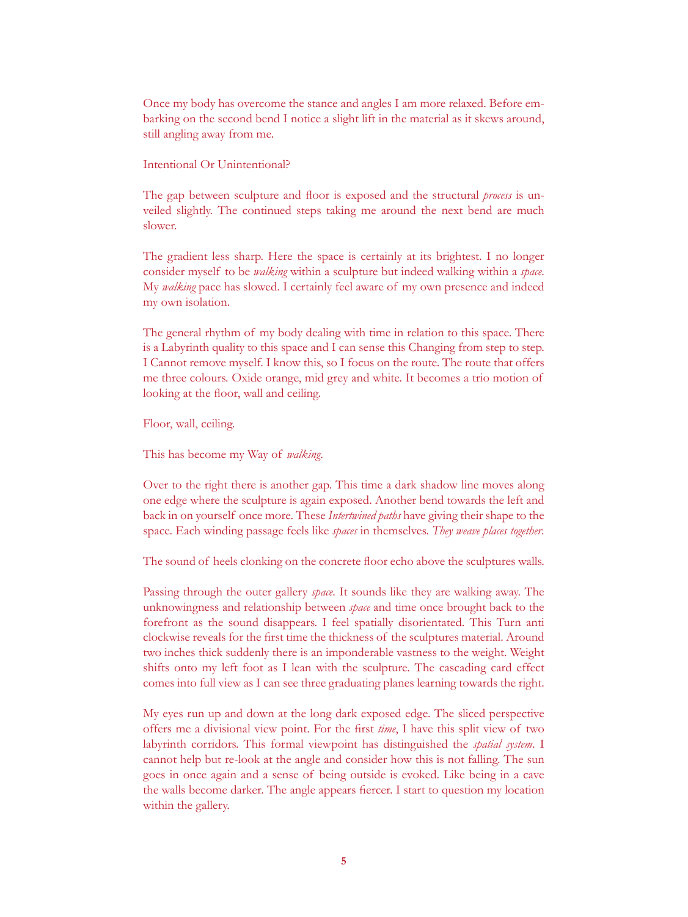Once my body has overcome the stance and angles I am more relaxed. Before embarking on the second bend I notice a slight lift in the material as it skews around, still angling away from me.

Intentional Or Unintentional?

The gap between sculpture and floor is exposed and the structural *process* is unveiled slightly. The continued steps taking me around the next bend are much slower.

The gradient less sharp. Here the space is certainly at its brightest. I no longer consider myself to be *walking* within a sculpture but indeed walking within a *space*. My *walking* pace has slowed. I certainly feel aware of my own presence and indeed my own isolation.

The general rhythm of my body dealing with time in relation to this space. There is a Labyrinth quality to this space and I can sense this Changing from step to step. I Cannot remove myself. I know this, so I focus on the route. The route that offers me three colours. Oxide orange, mid grey and white. It becomes a trio motion of looking at the floor, wall and ceiling.

Floor, wall, ceiling.

This has become my Way of *walking*.

Over to the right there is another gap. This time a dark shadow line moves along one edge where the sculpture is again exposed. Another bend towards the left and back in on yourself once more. These *Intertwined paths* have giving their shape to the space. Each winding passage feels like *spaces* in themselves. *They weave places together*.

The sound of heels clonking on the concrete floor echo above the sculptures walls.

Passing through the outer gallery *space*. It sounds like they are walking away. The unknowingness and relationship between *space* and time once brought back to the forefront as the sound disappears. I feel spatially disorientated. This Turn anti clockwise reveals for the first time the thickness of the sculptures material. Around two inches thick suddenly there is an imponderable vastness to the weight. Weight shifts onto my left foot as I lean with the sculpture. The cascading card effect comes into full view as I can see three graduating planes learning towards the right.

My eyes run up and down at the long dark exposed edge. The sliced perspective offers me a divisional view point. For the first *time*, I have this split view of two labyrinth corridors. This formal viewpoint has distinguished the *spatial system*. I cannot help but re-look at the angle and consider how this is not falling. The sun goes in once again and a sense of being outside is evoked. Like being in a cave the walls become darker. The angle appears fiercer. I start to question my location within the gallery.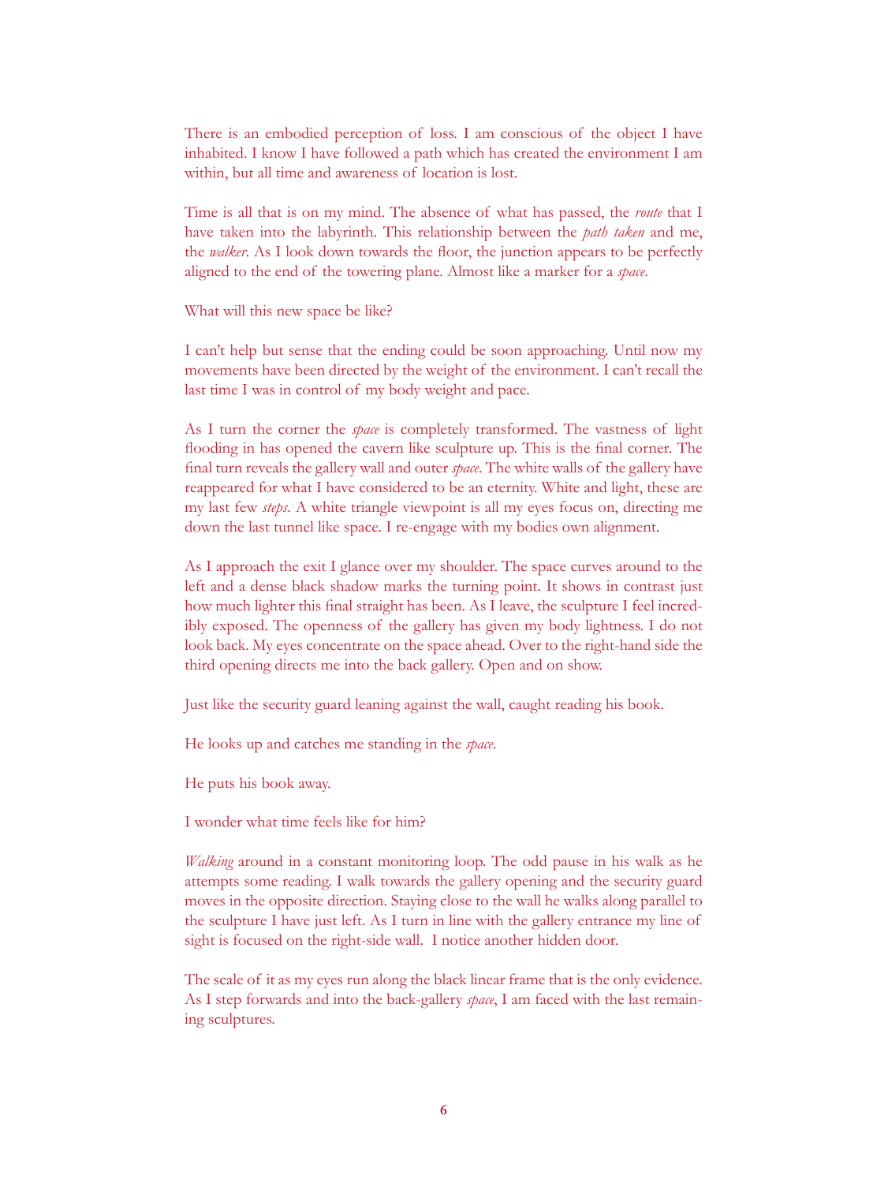There is an embodied perception of loss. I am conscious of the object I have inhabited. I know I have followed a path which has created the environment I am within, but all time and awareness of location is lost.

Time is all that is on my mind. The absence of what has passed, the *route* that I have taken into the labyrinth. This relationship between the *path taken* and me, the *walker*. As I look down towards the floor, the junction appears to be perfectly aligned to the end of the towering plane. Almost like a marker for a *space*.

What will this new space be like?

I can't help but sense that the ending could be soon approaching. Until now my movements have been directed by the weight of the environment. I can't recall the last time I was in control of my body weight and pace.

As I turn the corner the *space* is completely transformed. The vastness of light flooding in has opened the cavern like sculpture up. This is the final corner. The final turn reveals the gallery wall and outer *space*. The white walls of the gallery have reappeared for what I have considered to be an eternity. White and light, these are my last few *steps*. A white triangle viewpoint is all my eyes focus on, directing me down the last tunnel like space. I re-engage with my bodies own alignment.

As I approach the exit I glance over my shoulder. The space curves around to the left and a dense black shadow marks the turning point. It shows in contrast just how much lighter this final straight has been. As I leave, the sculpture I feel incredibly exposed. The openness of the gallery has given my body lightness. I do not look back. My eyes concentrate on the space ahead. Over to the right-hand side the third opening directs me into the back gallery. Open and on show.

Just like the security guard leaning against the wall, caught reading his book.

He looks up and catches me standing in the *space*.

He puts his book away.

I wonder what time feels like for him?

*Walking* around in a constant monitoring loop. The odd pause in his walk as he attempts some reading. I walk towards the gallery opening and the security guard moves in the opposite direction. Staying close to the wall he walks along parallel to the sculpture I have just left. As I turn in line with the gallery entrance my line of sight is focused on the right-side wall. I notice another hidden door.

The scale of it as my eyes run along the black linear frame that is the only evidence. As I step forwards and into the back-gallery *space*, I am faced with the last remaining sculptures.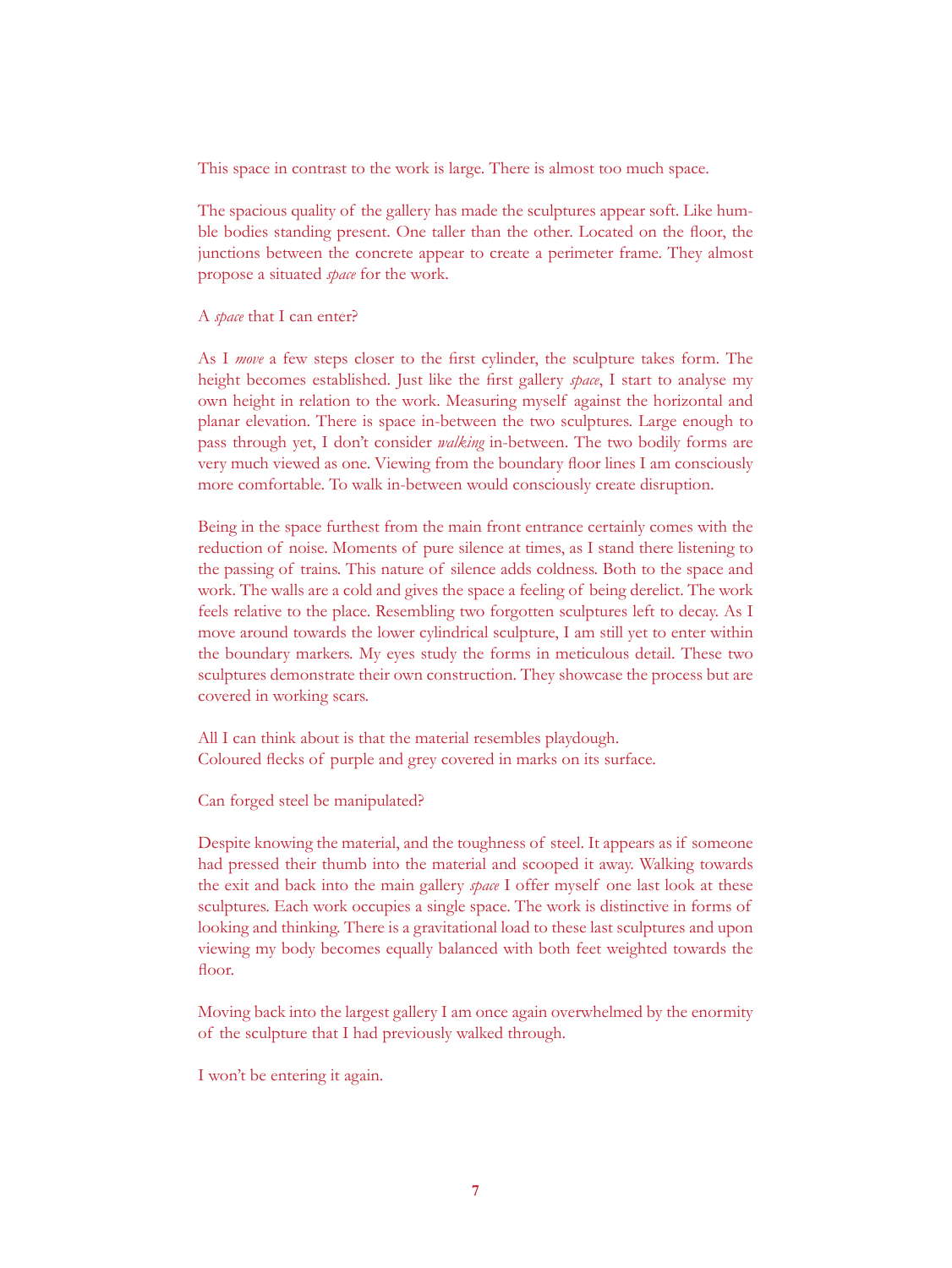This space in contrast to the work is large. There is almost too much space.

The spacious quality of the gallery has made the sculptures appear soft. Like humble bodies standing present. One taller than the other. Located on the floor, the junctions between the concrete appear to create a perimeter frame. They almost propose a situated *space* for the work.

A *space* that I can enter?

As I *move* a few steps closer to the first cylinder, the sculpture takes form. The height becomes established. Just like the first gallery *space*, I start to analyse my own height in relation to the work. Measuring myself against the horizontal and planar elevation. There is space in-between the two sculptures. Large enough to pass through yet, I don't consider *walking* in-between. The two bodily forms are very much viewed as one. Viewing from the boundary floor lines I am consciously more comfortable. To walk in-between would consciously create disruption.

Being in the space furthest from the main front entrance certainly comes with the reduction of noise. Moments of pure silence at times, as I stand there listening to the passing of trains. This nature of silence adds coldness. Both to the space and work. The walls are a cold and gives the space a feeling of being derelict. The work feels relative to the place. Resembling two forgotten sculptures left to decay. As I move around towards the lower cylindrical sculpture, I am still yet to enter within the boundary markers. My eyes study the forms in meticulous detail. These two sculptures demonstrate their own construction. They showcase the process but are covered in working scars.

All I can think about is that the material resembles playdough.
Coloured flecks of purple and grey covered in marks on its surface.

Can forged steel be manipulated?

Despite knowing the material, and the toughness of steel. It appears as if someone had pressed their thumb into the material and scooped it away. Walking towards the exit and back into the main gallery *space* I offer myself one last look at these sculptures. Each work occupies a single space. The work is distinctive in forms of looking and thinking. There is a gravitational load to these last sculptures and upon viewing my body becomes equally balanced with both feet weighted towards the floor.

Moving back into the largest gallery I am once again overwhelmed by the enormity of the sculpture that I had previously walked through.

I won't be entering it again.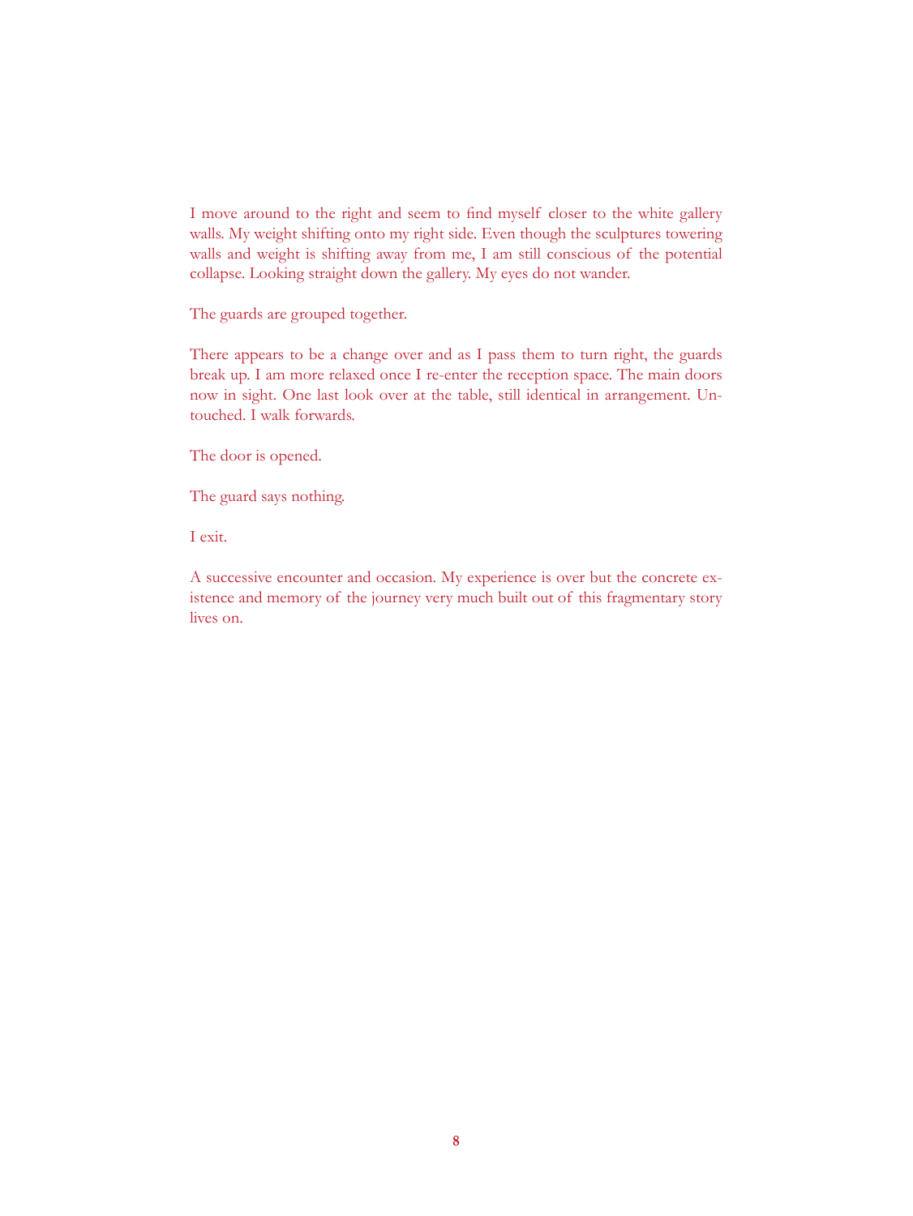I move around to the right and seem to find myself closer to the white gallery walls. My weight shifting onto my right side. Even though the sculptures towering walls and weight is shifting away from me, I am still conscious of the potential collapse. Looking straight down the gallery. My eyes do not wander.

The guards are grouped together.

There appears to be a change over and as I pass them to turn right, the guards break up. I am more relaxed once I re-enter the reception space. The main doors now in sight. One last look over at the table, still identical in arrangement. Untouched. I walk forwards.

The door is opened.

The guard says nothing.

I exit.

A successive encounter and occasion. My experience is over but the concrete existence and memory of the journey very much built out of this fragmentary story lives on.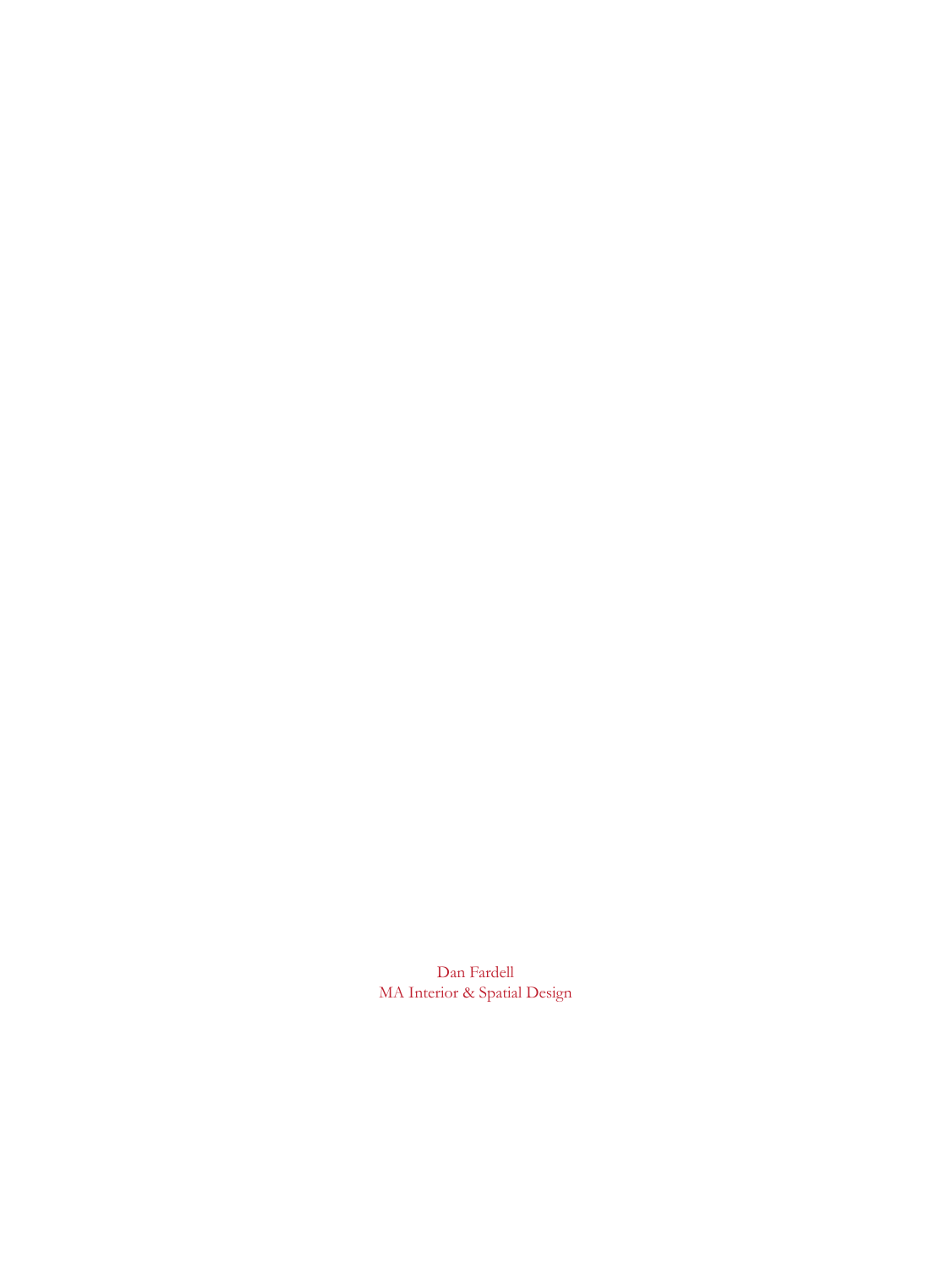Dan Fardell
MA Interior & Spatial Design